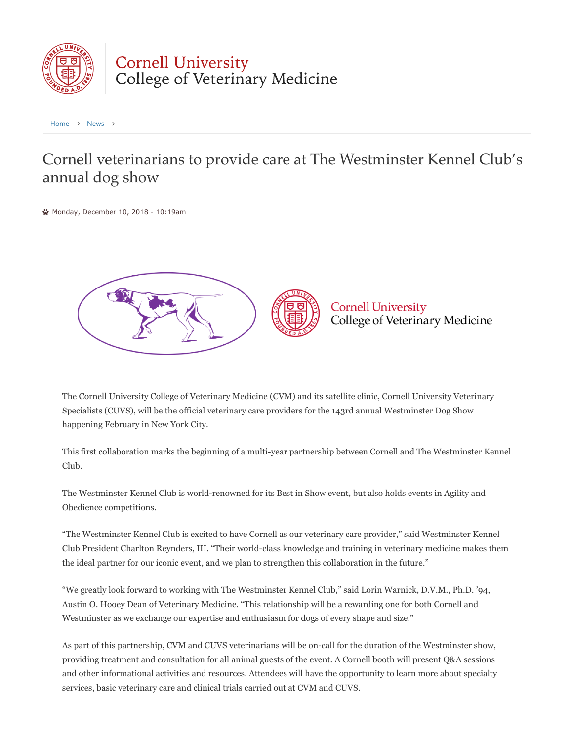Cornell University
College of Veterinary Medicine

Home › News ›

# Cornell veterinarians to provide care at The Westminster Kennel Club's annual dog show

Monday, December 10, 2018 - 10:19am

The Cornell University College of Veterinary Medicine (CVM) and its satellite clinic, Cornell University Veterinary Specialists (CUVS), will be the official veterinary care providers for the 143rd annual Westminster Dog Show happening February in New York City.

This first collaboration marks the beginning of a multi-year partnership between Cornell and The Westminster Kennel Club.

The Westminster Kennel Club is world-renowned for its Best in Show event, but also holds events in Agility and Obedience competitions.

"The Westminster Kennel Club is excited to have Cornell as our veterinary care provider," said Westminster Kennel Club President Charlton Reynders, III. "Their world-class knowledge and training in veterinary medicine makes them the ideal partner for our iconic event, and we plan to strengthen this collaboration in the future."

"We greatly look forward to working with The Westminster Kennel Club," said Lorin Warnick, D.V.M., Ph.D. '94, Austin O. Hooey Dean of Veterinary Medicine. "This relationship will be a rewarding one for both Cornell and Westminster as we exchange our expertise and enthusiasm for dogs of every shape and size."

As part of this partnership, CVM and CUVS veterinarians will be on-call for the duration of the Westminster show, providing treatment and consultation for all animal guests of the event. A Cornell booth will present Q&A sessions and other informational activities and resources. Attendees will have the opportunity to learn more about specialty services, basic veterinary care and clinical trials carried out at CVM and CUVS.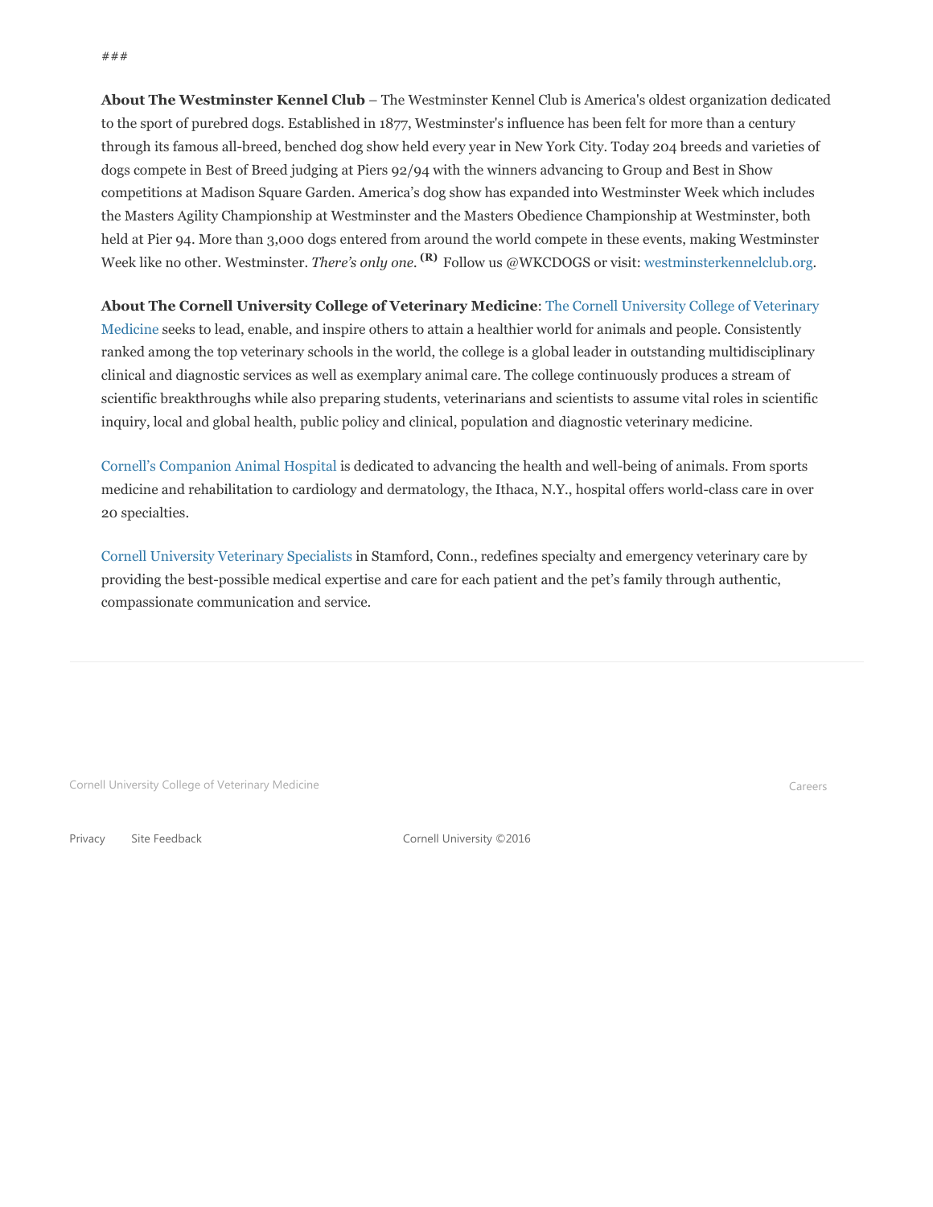###

**About The Westminster Kennel Club** – The Westminster Kennel Club is America's oldest organization dedicated to the sport of purebred dogs. Established in 1877, Westminster's influence has been felt for more than a century through its famous all-breed, benched dog show held every year in New York City. Today 204 breeds and varieties of dogs compete in Best of Breed judging at Piers 92/94 with the winners advancing to Group and Best in Show competitions at Madison Square Garden. America's dog show has expanded into Westminster Week which includes the Masters Agility Championship at Westminster and the Masters Obedience Championship at Westminster, both held at Pier 94. More than 3,000 dogs entered from around the world compete in these events, making Westminster Week like no other. Westminster. *There's only one.* (R) Follow us @WKCDOGS or visit: westminsterkennelclub.org.

**About The Cornell University College of Veterinary Medicine**: The Cornell University College of Veterinary Medicine seeks to lead, enable, and inspire others to attain a healthier world for animals and people. Consistently ranked among the top veterinary schools in the world, the college is a global leader in outstanding multidisciplinary clinical and diagnostic services as well as exemplary animal care. The college continuously produces a stream of scientific breakthroughs while also preparing students, veterinarians and scientists to assume vital roles in scientific inquiry, local and global health, public policy and clinical, population and diagnostic veterinary medicine.

Cornell's Companion Animal Hospital is dedicated to advancing the health and well-being of animals. From sports medicine and rehabilitation to cardiology and dermatology, the Ithaca, N.Y., hospital offers world-class care in over 20 specialties.

Cornell University Veterinary Specialists in Stamford, Conn., redefines specialty and emergency veterinary care by providing the best-possible medical expertise and care for each patient and the pet's family through authentic, compassionate communication and service.

---

Cornell University College of Veterinary Medicine

Careers

Privacy

Site Feedback

Cornell University ©2016